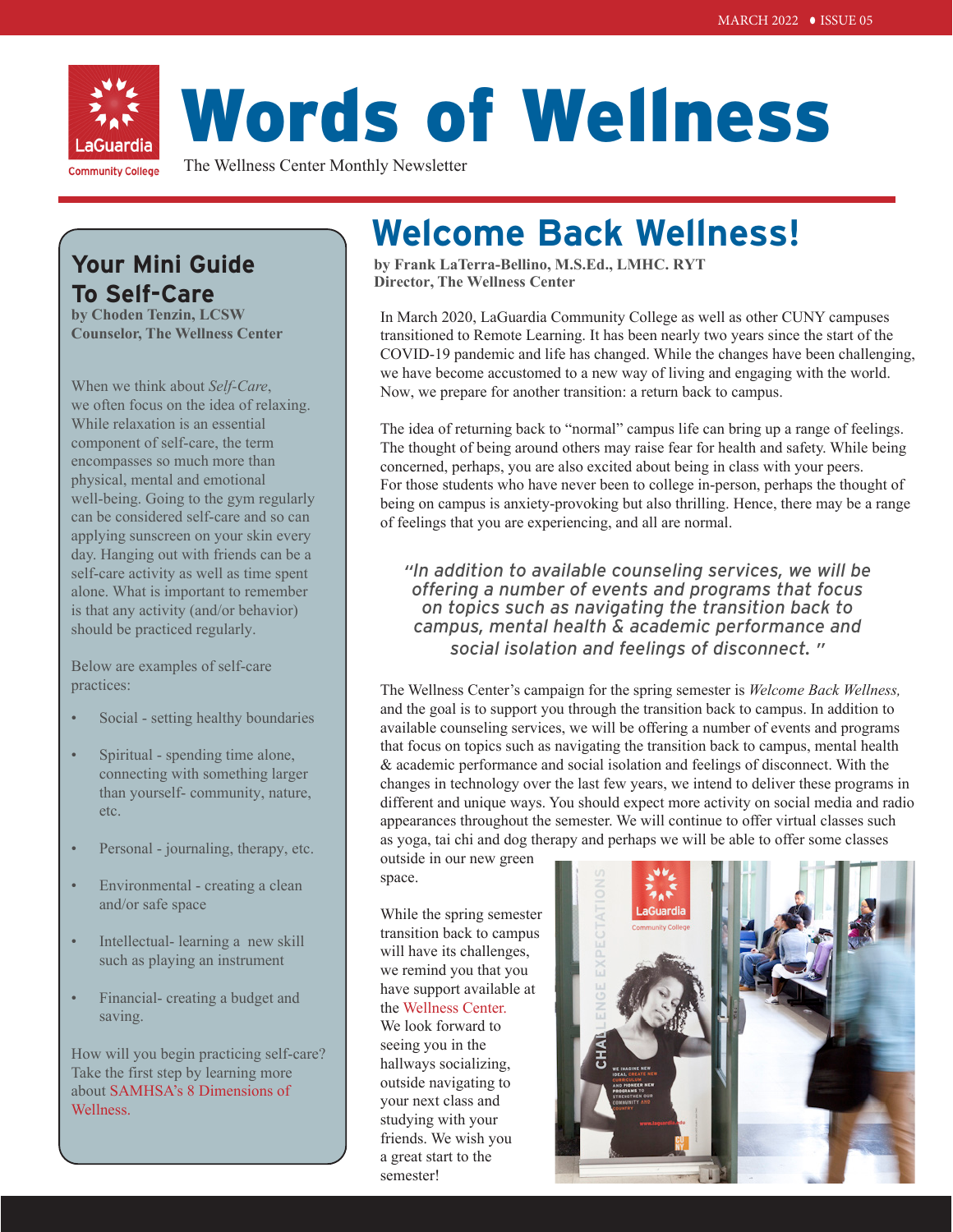# Words of Wellness

The Wellness Center Monthly Newsletter

## Welcome Back Wellness!

**by Frank LaTerra-Bellino, M.S.Ed., LMHC. RYT**
**Director, The Wellness Center**

In March 2020, LaGuardia Community College as well as other CUNY campuses transitioned to Remote Learning. It has been nearly two years since the start of the COVID-19 pandemic and life has changed. While the changes have been challenging, we have become accustomed to a new way of living and engaging with the world. Now, we prepare for another transition: a return back to campus.

The idea of returning back to "normal" campus life can bring up a range of feelings. The thought of being around others may raise fear for health and safety. While being concerned, perhaps, you are also excited about being in class with your peers. For those students who have never been to college in-person, perhaps the thought of being on campus is anxiety-provoking but also thrilling. Hence, there may be a range of feelings that you are experiencing, and all are normal.

> *"In addition to available counseling services, we will be offering a number of events and programs that focus on topics such as navigating the transition back to campus, mental health & academic performance and social isolation and feelings of disconnect."*

The Wellness Center's campaign for the spring semester is *Welcome Back Wellness,* and the goal is to support you through the transition back to campus. In addition to available counseling services, we will be offering a number of events and programs that focus on topics such as navigating the transition back to campus, mental health & academic performance and social isolation and feelings of disconnect. With the changes in technology over the last few years, we intend to deliver these programs in different and unique ways. You should expect more activity on social media and radio appearances throughout the semester. We will continue to offer virtual classes such as yoga, tai chi and dog therapy and perhaps we will be able to offer some classes outside in our new green space.

While the spring semester transition back to campus will have its challenges, we remind you that you have support available at the Wellness Center. We look forward to seeing you in the hallways socializing, outside navigating to your next class and studying with your friends. We wish you a great start to the semester!

## Your Mini Guide To Self-Care

**by Choden Tenzin, LCSW**
**Counselor, The Wellness Center**

When we think about *Self-Care*, we often focus on the idea of relaxing. While relaxation is an essential component of self-care, the term encompasses so much more than physical, mental and emotional well-being. Going to the gym regularly can be considered self-care and so can applying sunscreen on your skin every day. Hanging out with friends can be a self-care activity as well as time spent alone. What is important to remember is that any activity (and/or behavior) should be practiced regularly.

Below are examples of self-care practices:

- Social - setting healthy boundaries
- Spiritual - spending time alone, connecting with something larger than yourself- community, nature, etc.
- Personal - journaling, therapy, etc.
- Environmental - creating a clean and/or safe space
- Intellectual- learning a new skill such as playing an instrument
- Financial- creating a budget and saving.

How will you begin practicing self-care? Take the first step by learning more about SAMHSA's 8 Dimensions of Wellness.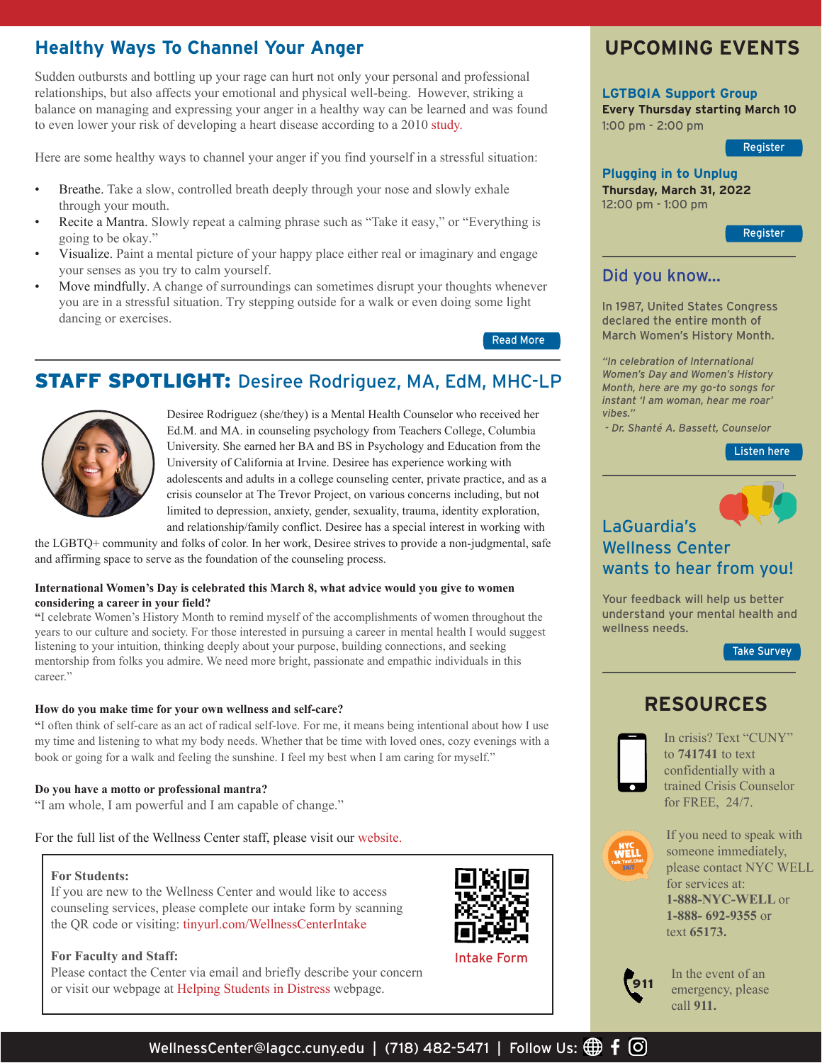## Healthy Ways To Channel Your Anger

Sudden outbursts and bottling up your rage can hurt not only your personal and professional relationships, but also affects your emotional and physical well-being. However, striking a balance on managing and expressing your anger in a healthy way can be learned and was found to even lower your risk of developing a heart disease according to a 2010 study.

Here are some healthy ways to channel your anger if you find yourself in a stressful situation:

- Breathe. Take a slow, controlled breath deeply through your nose and slowly exhale through your mouth.
- Recite a Mantra. Slowly repeat a calming phrase such as "Take it easy," or "Everything is going to be okay."
- Visualize. Paint a mental picture of your happy place either real or imaginary and engage your senses as you try to calm yourself.
- Move mindfully. A change of surroundings can sometimes disrupt your thoughts whenever you are in a stressful situation. Try stepping outside for a walk or even doing some light dancing or exercises.

Read More

## STAFF SPOTLIGHT: Desiree Rodriguez, MA, EdM, MHC-LP

Desiree Rodriguez (she/they) is a Mental Health Counselor who received her Ed.M. and MA. in counseling psychology from Teachers College, Columbia University. She earned her BA and BS in Psychology and Education from the University of California at Irvine. Desiree has experience working with adolescents and adults in a college counseling center, private practice, and as a crisis counselor at The Trevor Project, on various concerns including, but not limited to depression, anxiety, gender, sexuality, trauma, identity exploration, and relationship/family conflict. Desiree has a special interest in working with the LGBTQ+ community and folks of color. In her work, Desiree strives to provide a non-judgmental, safe and affirming space to serve as the foundation of the counseling process.

**International Women's Day is celebrated this March 8, what advice would you give to women considering a career in your field?**

"I celebrate Women's History Month to remind myself of the accomplishments of women throughout the years to our culture and society. For those interested in pursuing a career in mental health I would suggest listening to your intuition, thinking deeply about your purpose, building connections, and seeking mentorship from folks you admire. We need more bright, passionate and empathic individuals in this career."

**How do you make time for your own wellness and self-care?**

"I often think of self-care as an act of radical self-love. For me, it means being intentional about how I use my time and listening to what my body needs. Whether that be time with loved ones, cozy evenings with a book or going for a walk and feeling the sunshine. I feel my best when I am caring for myself."

**Do you have a motto or professional mantra?**

"I am whole, I am powerful and I am capable of change."

For the full list of the Wellness Center staff, please visit our website.

**For Students:**
If you are new to the Wellness Center and would like to access counseling services, please complete our intake form by scanning the QR code or visiting: tinyurl.com/WellnessCenterIntake

Intake Form

**For Faculty and Staff:**
Please contact the Center via email and briefly describe your concern or visit our webpage at Helping Students in Distress webpage.

## UPCOMING EVENTS

### LGTBQIA Support Group

**Every Thursday starting March 10**
1:00 pm - 2:00 pm

Register

### Plugging in to Unplug

**Thursday, March 31, 2022**
12:00 pm - 1:00 pm

Register

## Did you know...

In 1987, United States Congress declared the entire month of March Women's History Month.

*"In celebration of International Women's Day and Women's History Month, here are my go-to songs for instant 'I am woman, hear me roar' vibes."*
*- Dr. Shanté A. Bassett, Counselor*

Listen here

## LaGuardia's Wellness Center wants to hear from you!

Your feedback will help us better understand your mental health and wellness needs.

Take Survey

## RESOURCES

In crisis? Text "CUNY" to **741741** to text confidentially with a trained Crisis Counselor for FREE, 24/7.

If you need to speak with someone immediately, please contact NYC WELL for services at: **1-888-NYC-WELL** or **1-888- 692-9355** or text **65173.**

In the event of an emergency, please call **911.**

WellnessCenter@lagcc.cuny.edu | (718) 482-5471 | Follow Us: